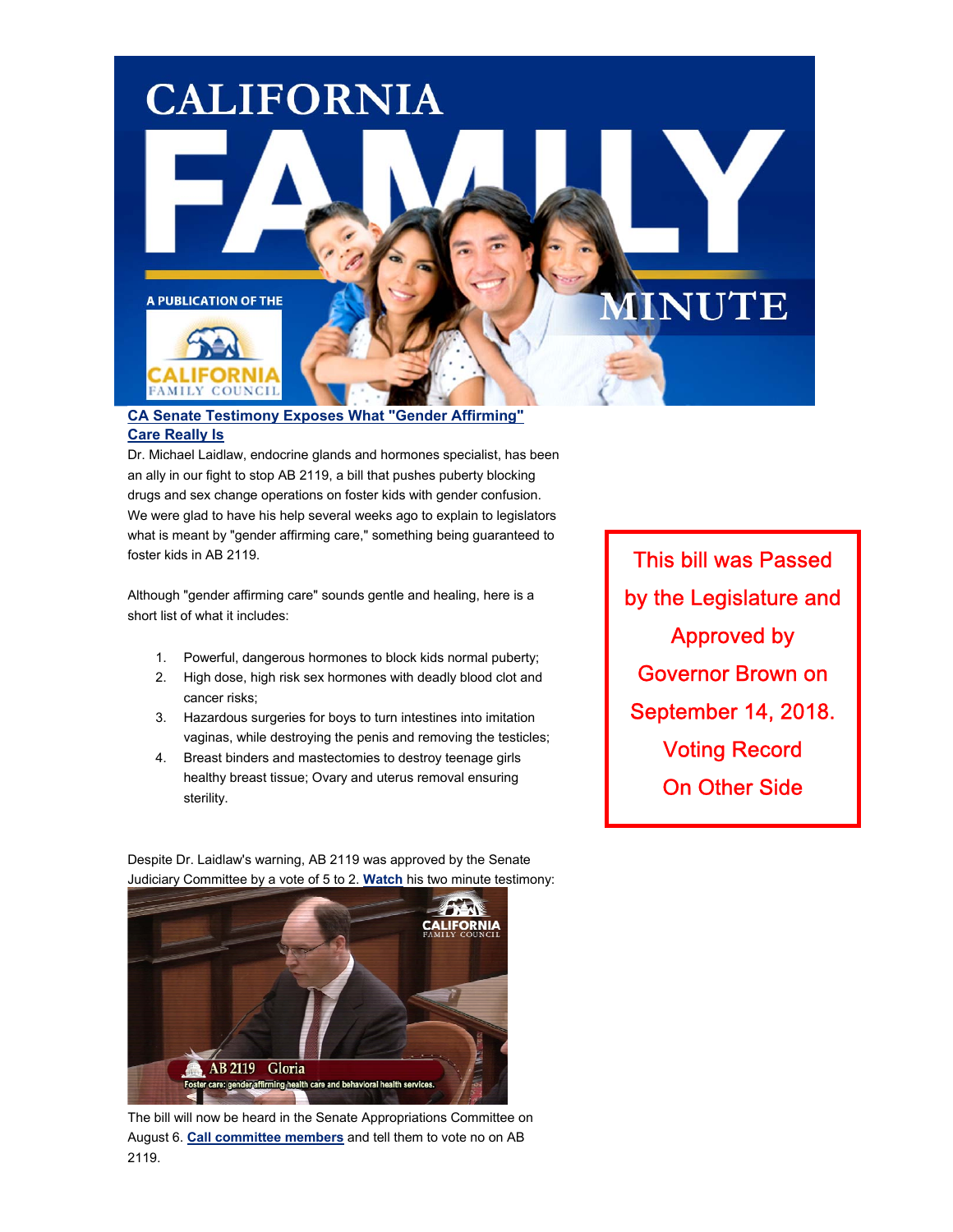# CALIFORNIA FAMILY MINUTE

A PUBLICATION OF THE CALIFORNIA FAMILY COUNCIL

## CA Senate Testimony Exposes What "Gender Affirming" Care Really Is

Dr. Michael Laidlaw, endocrine glands and hormones specialist, has been an ally in our fight to stop AB 2119, a bill that pushes puberty blocking drugs and sex change operations on foster kids with gender confusion. We were glad to have his help several weeks ago to explain to legislators what is meant by "gender affirming care," something being guaranteed to foster kids in AB 2119.

Although "gender affirming care" sounds gentle and healing, here is a short list of what it includes:

1. Powerful, dangerous hormones to block kids normal puberty;
2. High dose, high risk sex hormones with deadly blood clot and cancer risks;
3. Hazardous surgeries for boys to turn intestines into imitation vaginas, while destroying the penis and removing the testicles;
4. Breast binders and mastectomies to destroy teenage girls healthy breast tissue; Ovary and uterus removal ensuring sterility.

Despite Dr. Laidlaw's warning, AB 2119 was approved by the Senate Judiciary Committee by a vote of 5 to 2. **Watch** his two minute testimony:

AB 2119 Gloria
Foster care: gender affirming health care and behavioral health services.

The bill will now be heard in the Senate Appropriations Committee on August 6. **Call committee members** and tell them to vote no on AB 2119.

This bill was Passed by the Legislature and Approved by Governor Brown on September 14, 2018. Voting Record On Other Side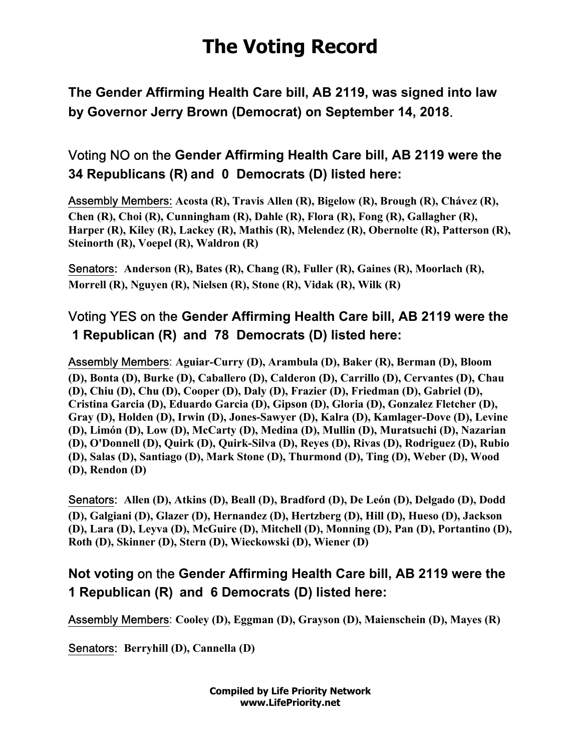# The Voting Record

**The Gender Affirming Health Care bill, AB 2119, was signed into law by Governor Jerry Brown (Democrat) on September 14, 2018.**

## Voting NO on the **Gender Affirming Health Care bill, AB 2119 were the 34 Republicans (R) and 0 Democrats (D) listed here:**

Assembly Members: **Acosta (R), Travis Allen (R), Bigelow (R), Brough (R), Chávez (R), Chen (R), Choi (R), Cunningham (R), Dahle (R), Flora (R), Fong (R), Gallagher (R), Harper (R), Kiley (R), Lackey (R), Mathis (R), Melendez (R), Obernolte (R), Patterson (R), Steinorth (R), Voepel (R), Waldron (R)**

Senators: **Anderson (R), Bates (R), Chang (R), Fuller (R), Gaines (R), Moorlach (R), Morrell (R), Nguyen (R), Nielsen (R), Stone (R), Vidak (R), Wilk (R)**

## Voting YES on the **Gender Affirming Health Care bill, AB 2119 were the 1 Republican (R) and 78 Democrats (D) listed here:**

Assembly Members: **Aguiar-Curry (D), Arambula (D), Baker (R), Berman (D), Bloom (D), Bonta (D), Burke (D), Caballero (D), Calderon (D), Carrillo (D), Cervantes (D), Chau (D), Chiu (D), Chu (D), Cooper (D), Daly (D), Frazier (D), Friedman (D), Gabriel (D), Cristina Garcia (D), Eduardo Garcia (D), Gipson (D), Gloria (D), Gonzalez Fletcher (D), Gray (D), Holden (D), Irwin (D), Jones-Sawyer (D), Kalra (D), Kamlager-Dove (D), Levine (D), Limón (D), Low (D), McCarty (D), Medina (D), Mullin (D), Muratsuchi (D), Nazarian (D), O'Donnell (D), Quirk (D), Quirk-Silva (D), Reyes (D), Rivas (D), Rodriguez (D), Rubio (D), Salas (D), Santiago (D), Mark Stone (D), Thurmond (D), Ting (D), Weber (D), Wood (D), Rendon (D)**

Senators: **Allen (D), Atkins (D), Beall (D), Bradford (D), De León (D), Delgado (D), Dodd (D), Galgiani (D), Glazer (D), Hernandez (D), Hertzberg (D), Hill (D), Hueso (D), Jackson (D), Lara (D), Leyva (D), McGuire (D), Mitchell (D), Monning (D), Pan (D), Portantino (D), Roth (D), Skinner (D), Stern (D), Wieckowski (D), Wiener (D)**

## **Not voting** on the **Gender Affirming Health Care bill, AB 2119 were the 1 Republican (R) and 6 Democrats (D) listed here:**

Assembly Members: **Cooley (D), Eggman (D), Grayson (D), Maienschein (D), Mayes (R)**

Senators: **Berryhill (D), Cannella (D)**

**Compiled by Life Priority Network**
**www.LifePriority.net**